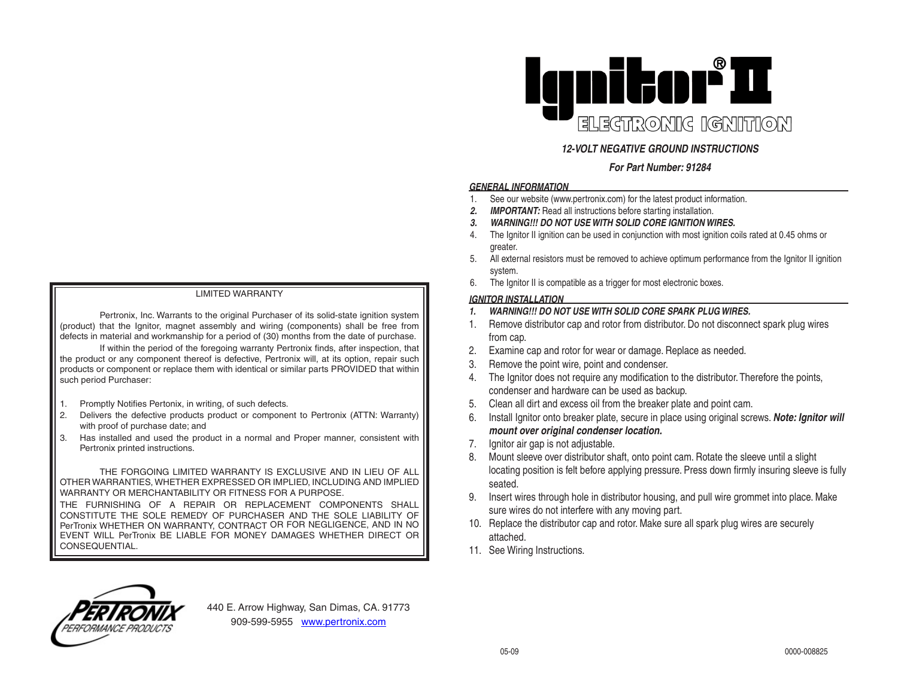# Ignitor® II

## ELECTRONIC IGNITION

***12-VOLT NEGATIVE GROUND INSTRUCTIONS***

***For Part Number: 91284***

### *GENERAL INFORMATION*

1. See our website (www.pertronix.com) for the latest product information.
2. ***IMPORTANT:*** Read all instructions before starting installation.
3. ***WARNING!!! DO NOT USE WITH SOLID CORE IGNITION WIRES.***
4. The Ignitor II ignition can be used in conjunction with most ignition coils rated at 0.45 ohms or greater.
5. All external resistors must be removed to achieve optimum performance from the Ignitor II ignition system.
6. The Ignitor II is compatible as a trigger for most electronic boxes.

### *IGNITOR INSTALLATION*

1. ***WARNING!!! DO NOT USE WITH SOLID CORE SPARK PLUG WIRES.***
1. Remove distributor cap and rotor from distributor. Do not disconnect spark plug wires from cap.
2. Examine cap and rotor for wear or damage. Replace as needed.
3. Remove the point wire, point and condenser.
4. The Ignitor does not require any modification to the distributor. Therefore the points, condenser and hardware can be used as backup.
5. Clean all dirt and excess oil from the breaker plate and point cam.
6. Install Ignitor onto breaker plate, secure in place using original screws. ***Note: Ignitor will mount over original condenser location.***
7. Ignitor air gap is not adjustable.
8. Mount sleeve over distributor shaft, onto point cam. Rotate the sleeve until a slight locating position is felt before applying pressure. Press down firmly insuring sleeve is fully seated.
9. Insert wires through hole in distributor housing, and pull wire grommet into place. Make sure wires do not interfere with any moving part.
10. Replace the distributor cap and rotor. Make sure all spark plug wires are securely attached.
11. See Wiring Instructions.

---

LIMITED WARRANTY

Pertronix, Inc. Warrants to the original Purchaser of its solid-state ignition system (product) that the Ignitor, magnet assembly and wiring (components) shall be free from defects in material and workmanship for a period of (30) months from the date of purchase.

If within the period of the foregoing warranty Pertronix finds, after inspection, that the product or any component thereof is defective, Pertronix will, at its option, repair such products or component or replace them with identical or similar parts PROVIDED that within such period Purchaser:

1. Promptly Notifies Pertonix, in writing, of such defects.
2. Delivers the defective products product or component to Pertronix (ATTN: Warranty) with proof of purchase date; and
3. Has installed and used the product in a normal and Proper manner, consistent with Pertronix printed instructions.

THE FORGOING LIMITED WARRANTY IS EXCLUSIVE AND IN LIEU OF ALL OTHER WARRANTIES, WHETHER EXPRESSED OR IMPLIED, INCLUDING AND IMPLIED WARRANTY OR MERCHANTABILITY OR FITNESS FOR A PURPOSE.
THE FURNISHING OF A REPAIR OR REPLACEMENT COMPONENTS SHALL CONSTITUTE THE SOLE REMEDY OF PURCHASER AND THE SOLE LIABILITY OF PerTronix WHETHER ON WARRANTY, CONTRACT OR FOR NEGLIGENCE, AND IN NO EVENT WILL PerTronix BE LIABLE FOR MONEY DAMAGES WHETHER DIRECT OR CONSEQUENTIAL.

PERTRONIX PERFORMANCE PRODUCTS

440 E. Arrow Highway, San Dimas, CA. 91773
909-599-5955 www.pertronix.com

05-09

0000-008825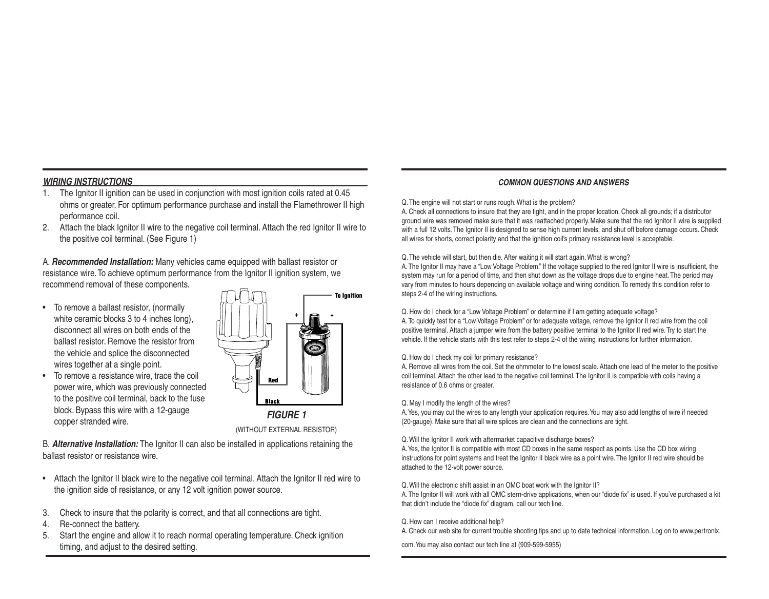## *WIRING INSTRUCTIONS*

1. The Ignitor II ignition can be used in conjunction with most ignition coils rated at 0.45 ohms or greater. For optimum performance purchase and install the Flamethrower II high performance coil.
2. Attach the black Ignitor II wire to the negative coil terminal. Attach the red Ignitor II wire to the positive coil terminal. (See Figure 1)

A. ***Recommended Installation:*** Many vehicles came equipped with ballast resistor or resistance wire. To achieve optimum performance from the Ignitor II ignition system, we recommend removal of these components.

- To remove a ballast resistor, (normally white ceramic blocks 3 to 4 inches long), disconnect all wires on both ends of the ballast resistor. Remove the resistor from the vehicle and splice the disconnected wires together at a single point.
- To remove a resistance wire, trace the coil power wire, which was previously connected to the positive coil terminal, back to the fuse block. Bypass this wire with a 12-gauge copper stranded wire.

To Ignition

\+

\-

Red

Black

***FIGURE 1***

(WITHOUT EXTERNAL RESISTOR)

B. ***Alternative Installation:*** The Ignitor II can also be installed in applications retaining the ballast resistor or resistance wire.

- Attach the Ignitor II black wire to the negative coil terminal. Attach the Ignitor II red wire to the ignition side of resistance, or any 12 volt ignition power source.

3. Check to insure that the polarity is correct, and that all connections are tight.
4. Re-connect the battery.
5. Start the engine and allow it to reach normal operating temperature. Check ignition timing, and adjust to the desired setting.

### *COMMON QUESTIONS AND ANSWERS*

Q. The engine will not start or runs rough. What is the problem?
A. Check all connections to insure that they are tight, and in the proper location. Check all grounds; if a distributor ground wire was removed make sure that it was reattached properly. Make sure that the red Ignitor II wire is supplied with a full 12 volts. The Ignitor II is designed to sense high current levels, and shut off before damage occurs. Check all wires for shorts, correct polarity and that the ignition coil's primary resistance level is acceptable.

Q. The vehicle will start, but then die. After waiting it will start again. What is wrong?
A. The Ignitor II may have a "Low Voltage Problem." If the voltage supplied to the red Ignitor II wire is insufficient, the system may run for a period of time, and then shut down as the voltage drops due to engine heat. The period may vary from minutes to hours depending on available voltage and wiring condition. To remedy this condition refer to steps 2-4 of the wiring instructions.

Q. How do I check for a "Low Voltage Problem" or determine if I am getting adequate voltage?
A. To quickly test for a "Low Voltage Problem" or for adequate voltage, remove the Ignitor II red wire from the coil positive terminal. Attach a jumper wire from the battery positive terminal to the Ignitor II red wire. Try to start the vehicle. If the vehicle starts with this test refer to steps 2-4 of the wiring instructions for further information.

Q. How do I check my coil for primary resistance?
A. Remove all wires from the coil. Set the ohmmeter to the lowest scale. Attach one lead of the meter to the positive coil terminal. Attach the other lead to the negative coil terminal. The Ignitor II is compatible with coils having a resistance of 0.6 ohms or greater.

Q. May I modify the length of the wires?
A. Yes, you may cut the wires to any length your application requires. You may also add lengths of wire if needed (20-gauge). Make sure that all wire splices are clean and the connections are tight.

Q. Will the Ignitor II work with aftermarket capacitive discharge boxes?
A. Yes, the Ignitor II is compatible with most CD boxes in the same respect as points. Use the CD box wiring instructions for point systems and treat the Ignitor II black wire as a point wire. The Ignitor II red wire should be attached to the 12-volt power source.

Q. Will the electronic shift assist in an OMC boat work with the Ignitor II?
A. The Ignitor II will work with all OMC stern-drive applications, when our "diode fix" is used. If you've purchased a kit that didn't include the "diode fix" diagram, call our tech line.

Q. How can I receive additional help?
A. Check our web site for current trouble shooting tips and up to date technical information. Log on to www.pertronix.com. You may also contact our tech line at (909-599-5955)